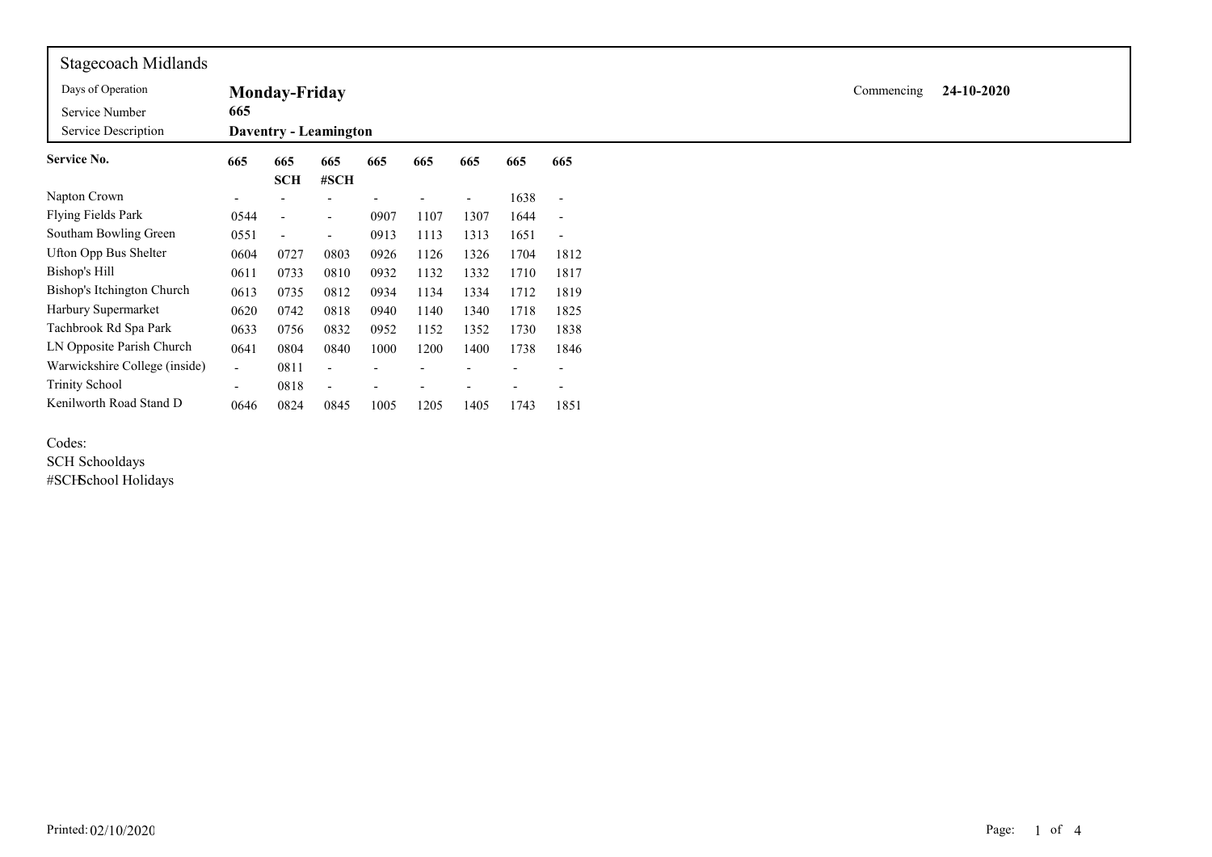# Stagecoach Midlands

| | | | |
|---|---|---|---|
| Days of Operation | **Monday-Friday** | Commencing | **24-10-2020** |
| Service Number | **665** | | |
| Service Description | **Daventry - Leamington** | | |

| **Service No.** | **665** | **665 SCH** | **665 #SCH** | **665** | **665** | **665** | **665** | **665** |
|---|---|---|---|---|---|---|---|---|
| Napton Crown | - | - | - | - | - | - | 1638 | - |
| Flying Fields Park | 0544 | - | - | 0907 | 1107 | 1307 | 1644 | - |
| Southam Bowling Green | 0551 | - | - | 0913 | 1113 | 1313 | 1651 | - |
| Ufton Opp Bus Shelter | 0604 | 0727 | 0803 | 0926 | 1126 | 1326 | 1704 | 1812 |
| Bishop's Hill | 0611 | 0733 | 0810 | 0932 | 1132 | 1332 | 1710 | 1817 |
| Bishop's Itchington Church | 0613 | 0735 | 0812 | 0934 | 1134 | 1334 | 1712 | 1819 |
| Harbury Supermarket | 0620 | 0742 | 0818 | 0940 | 1140 | 1340 | 1718 | 1825 |
| Tachbrook Rd Spa Park | 0633 | 0756 | 0832 | 0952 | 1152 | 1352 | 1730 | 1838 |
| LN Opposite Parish Church | 0641 | 0804 | 0840 | 1000 | 1200 | 1400 | 1738 | 1846 |
| Warwickshire College (inside) | - | 0811 | - | - | - | - | - | - |
| Trinity School | - | 0818 | - | - | - | - | - | - |
| Kenilworth Road Stand D | 0646 | 0824 | 0845 | 1005 | 1205 | 1405 | 1743 | 1851 |

Codes:
SCH Schooldays
#SCH School Holidays

Printed: 02/10/2020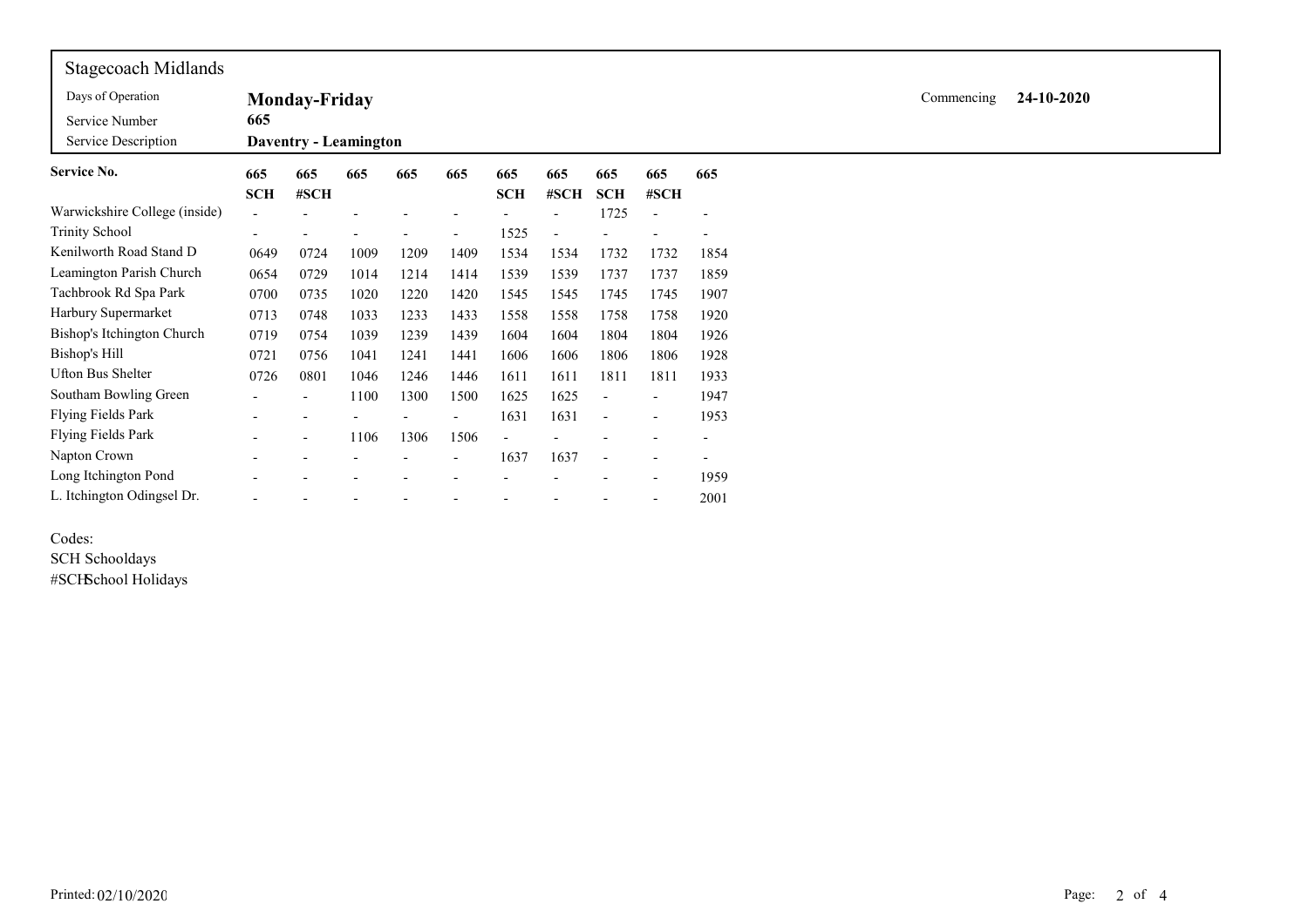## Stagecoach Midlands

| | | | |
|---|---|---|---|
| Days of Operation | **Monday-Friday** | Commencing | **24-10-2020** |
| Service Number | **665** | | |
| Service Description | **Daventry - Leamington** | | |

| **Service No.** | **665** | **665** | **665** | **665** | **665** | **665** | **665** | **665** | **665** | **665** |
|---|---|---|---|---|---|---|---|---|---|---|
| | **SCH** | **#SCH** | | | | **SCH** | **#SCH** | **SCH** | **#SCH** | |
| Warwickshire College (inside) | - | - | - | - | - | - | - | 1725 | - | - |
| Trinity School | - | - | - | - | - | 1525 | - | - | - | - |
| Kenilworth Road Stand D | 0649 | 0724 | 1009 | 1209 | 1409 | 1534 | 1534 | 1732 | 1732 | 1854 |
| Leamington Parish Church | 0654 | 0729 | 1014 | 1214 | 1414 | 1539 | 1539 | 1737 | 1737 | 1859 |
| Tachbrook Rd Spa Park | 0700 | 0735 | 1020 | 1220 | 1420 | 1545 | 1545 | 1745 | 1745 | 1907 |
| Harbury Supermarket | 0713 | 0748 | 1033 | 1233 | 1433 | 1558 | 1558 | 1758 | 1758 | 1920 |
| Bishop's Itchington Church | 0719 | 0754 | 1039 | 1239 | 1439 | 1604 | 1604 | 1804 | 1804 | 1926 |
| Bishop's Hill | 0721 | 0756 | 1041 | 1241 | 1441 | 1606 | 1606 | 1806 | 1806 | 1928 |
| Ufton Bus Shelter | 0726 | 0801 | 1046 | 1246 | 1446 | 1611 | 1611 | 1811 | 1811 | 1933 |
| Southam Bowling Green | - | - | 1100 | 1300 | 1500 | 1625 | 1625 | - | - | 1947 |
| Flying Fields Park | - | - | - | - | - | 1631 | 1631 | - | - | 1953 |
| Flying Fields Park | - | - | 1106 | 1306 | 1506 | - | - | - | - | - |
| Napton Crown | - | - | - | - | - | 1637 | 1637 | - | - | - |
| Long Itchington Pond | - | - | - | - | - | - | - | - | - | 1959 |
| L. Itchington Odingsel Dr. | - | - | - | - | - | - | - | - | - | 2001 |

Codes:
SCH Schooldays
#SCH School Holidays

Printed: 02/10/2020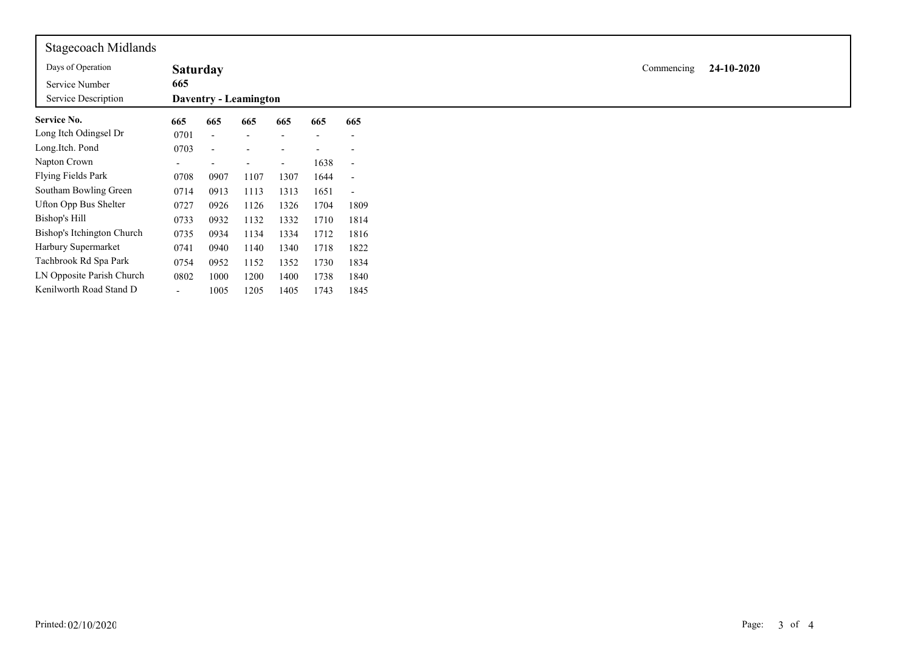## Stagecoach Midlands

| | | | |
|---|---|---|---|
| Days of Operation | **Saturday** | Commencing | **24-10-2020** |
| Service Number | **665** | | |
| Service Description | **Daventry - Leamington** | | |

| **Service No.** | **665** | **665** | **665** | **665** | **665** | **665** |
|---|---|---|---|---|---|---|
| Long Itch Odingsel Dr | 0701 | - | - | - | - | - |
| Long.Itch. Pond | 0703 | - | - | - | - | - |
| Napton Crown | - | - | - | - | 1638 | - |
| Flying Fields Park | 0708 | 0907 | 1107 | 1307 | 1644 | - |
| Southam Bowling Green | 0714 | 0913 | 1113 | 1313 | 1651 | - |
| Ufton Opp Bus Shelter | 0727 | 0926 | 1126 | 1326 | 1704 | 1809 |
| Bishop's Hill | 0733 | 0932 | 1132 | 1332 | 1710 | 1814 |
| Bishop's Itchington Church | 0735 | 0934 | 1134 | 1334 | 1712 | 1816 |
| Harbury Supermarket | 0741 | 0940 | 1140 | 1340 | 1718 | 1822 |
| Tachbrook Rd Spa Park | 0754 | 0952 | 1152 | 1352 | 1730 | 1834 |
| LN Opposite Parish Church | 0802 | 1000 | 1200 | 1400 | 1738 | 1840 |
| Kenilworth Road Stand D | - | 1005 | 1205 | 1405 | 1743 | 1845 |

Printed: 02/10/2020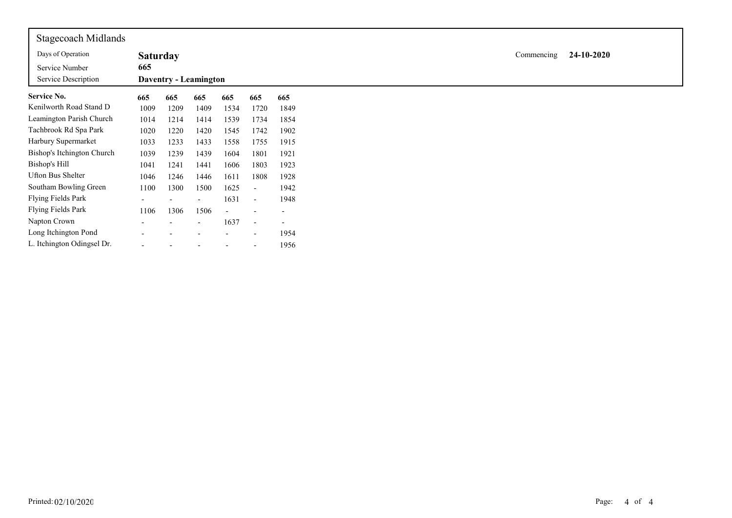Stagecoach Midlands

| | | | |
|---|---|---|---|
| Days of Operation | **Saturday** | Commencing | **24-10-2020** |
| Service Number | **665** | | |
| Service Description | **Daventry - Leamington** | | |

| **Service No.** | **665** | **665** | **665** | **665** | **665** | **665** |
|---|---|---|---|---|---|---|
| Kenilworth Road Stand D | 1009 | 1209 | 1409 | 1534 | 1720 | 1849 |
| Leamington Parish Church | 1014 | 1214 | 1414 | 1539 | 1734 | 1854 |
| Tachbrook Rd Spa Park | 1020 | 1220 | 1420 | 1545 | 1742 | 1902 |
| Harbury Supermarket | 1033 | 1233 | 1433 | 1558 | 1755 | 1915 |
| Bishop's Itchington Church | 1039 | 1239 | 1439 | 1604 | 1801 | 1921 |
| Bishop's Hill | 1041 | 1241 | 1441 | 1606 | 1803 | 1923 |
| Ufton Bus Shelter | 1046 | 1246 | 1446 | 1611 | 1808 | 1928 |
| Southam Bowling Green | 1100 | 1300 | 1500 | 1625 | - | 1942 |
| Flying Fields Park | - | - | - | 1631 | - | 1948 |
| Flying Fields Park | 1106 | 1306 | 1506 | - | - | - |
| Napton Crown | - | - | - | 1637 | - | - |
| Long Itchington Pond | - | - | - | - | - | 1954 |
| L. Itchington Odingsel Dr. | - | - | - | - | - | 1956 |

Printed: 02/10/2020